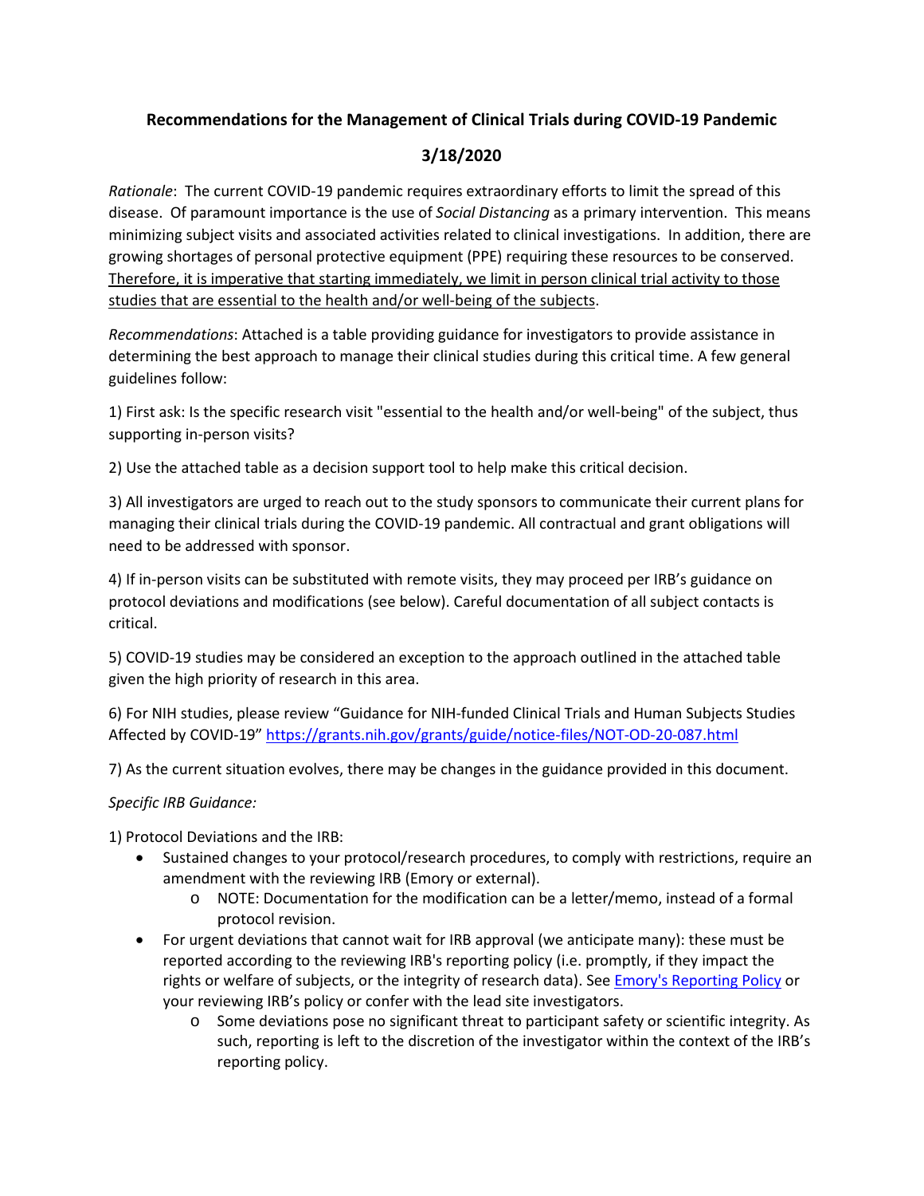# Recommendations for the Management of Clinical Trials during COVID-19 Pandemic

## 3/18/2020

*Rationale*: The current COVID-19 pandemic requires extraordinary efforts to limit the spread of this disease. Of paramount importance is the use of *Social Distancing* as a primary intervention. This means minimizing subject visits and associated activities related to clinical investigations. In addition, there are growing shortages of personal protective equipment (PPE) requiring these resources to be conserved. <u>Therefore, it is imperative that starting immediately, we limit in person clinical trial activity to those studies that are essential to the health and/or well-being of the subjects</u>.

*Recommendations*: Attached is a table providing guidance for investigators to provide assistance in determining the best approach to manage their clinical studies during this critical time. A few general guidelines follow:

1) First ask: Is the specific research visit "essential to the health and/or well-being" of the subject, thus supporting in-person visits?

2) Use the attached table as a decision support tool to help make this critical decision.

3) All investigators are urged to reach out to the study sponsors to communicate their current plans for managing their clinical trials during the COVID-19 pandemic. All contractual and grant obligations will need to be addressed with sponsor.

4) If in-person visits can be substituted with remote visits, they may proceed per IRB's guidance on protocol deviations and modifications (see below). Careful documentation of all subject contacts is critical.

5) COVID-19 studies may be considered an exception to the approach outlined in the attached table given the high priority of research in this area.

6) For NIH studies, please review "Guidance for NIH-funded Clinical Trials and Human Subjects Studies Affected by COVID-19" https://grants.nih.gov/grants/guide/notice-files/NOT-OD-20-087.html

7) As the current situation evolves, there may be changes in the guidance provided in this document.

*Specific IRB Guidance:*

1) Protocol Deviations and the IRB:

- Sustained changes to your protocol/research procedures, to comply with restrictions, require an amendment with the reviewing IRB (Emory or external).
  - NOTE: Documentation for the modification can be a letter/memo, instead of a formal protocol revision.
- For urgent deviations that cannot wait for IRB approval (we anticipate many): these must be reported according to the reviewing IRB's reporting policy (i.e. promptly, if they impact the rights or welfare of subjects, or the integrity of research data). See Emory's Reporting Policy or your reviewing IRB's policy or confer with the lead site investigators.
  - Some deviations pose no significant threat to participant safety or scientific integrity. As such, reporting is left to the discretion of the investigator within the context of the IRB's reporting policy.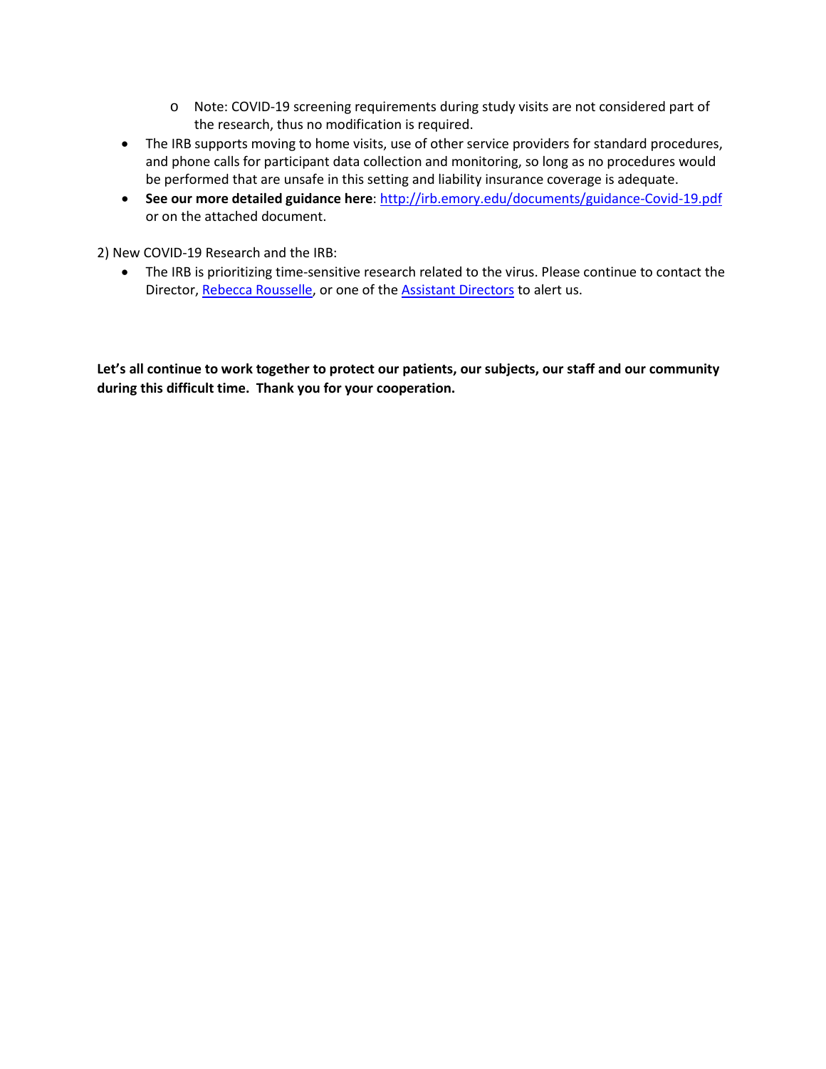- Note: COVID-19 screening requirements during study visits are not considered part of the research, thus no modification is required.
- The IRB supports moving to home visits, use of other service providers for standard procedures, and phone calls for participant data collection and monitoring, so long as no procedures would be performed that are unsafe in this setting and liability insurance coverage is adequate.
- **See our more detailed guidance here**: [http://irb.emory.edu/documents/guidance-Covid-19.pdf](http://irb.emory.edu/documents/guidance-Covid-19.pdf) or on the attached document.

2) New COVID-19 Research and the IRB:

- The IRB is prioritizing time-sensitive research related to the virus. Please continue to contact the Director, Rebecca Rousselle, or one of the Assistant Directors to alert us.

**Let's all continue to work together to protect our patients, our subjects, our staff and our community during this difficult time. Thank you for your cooperation.**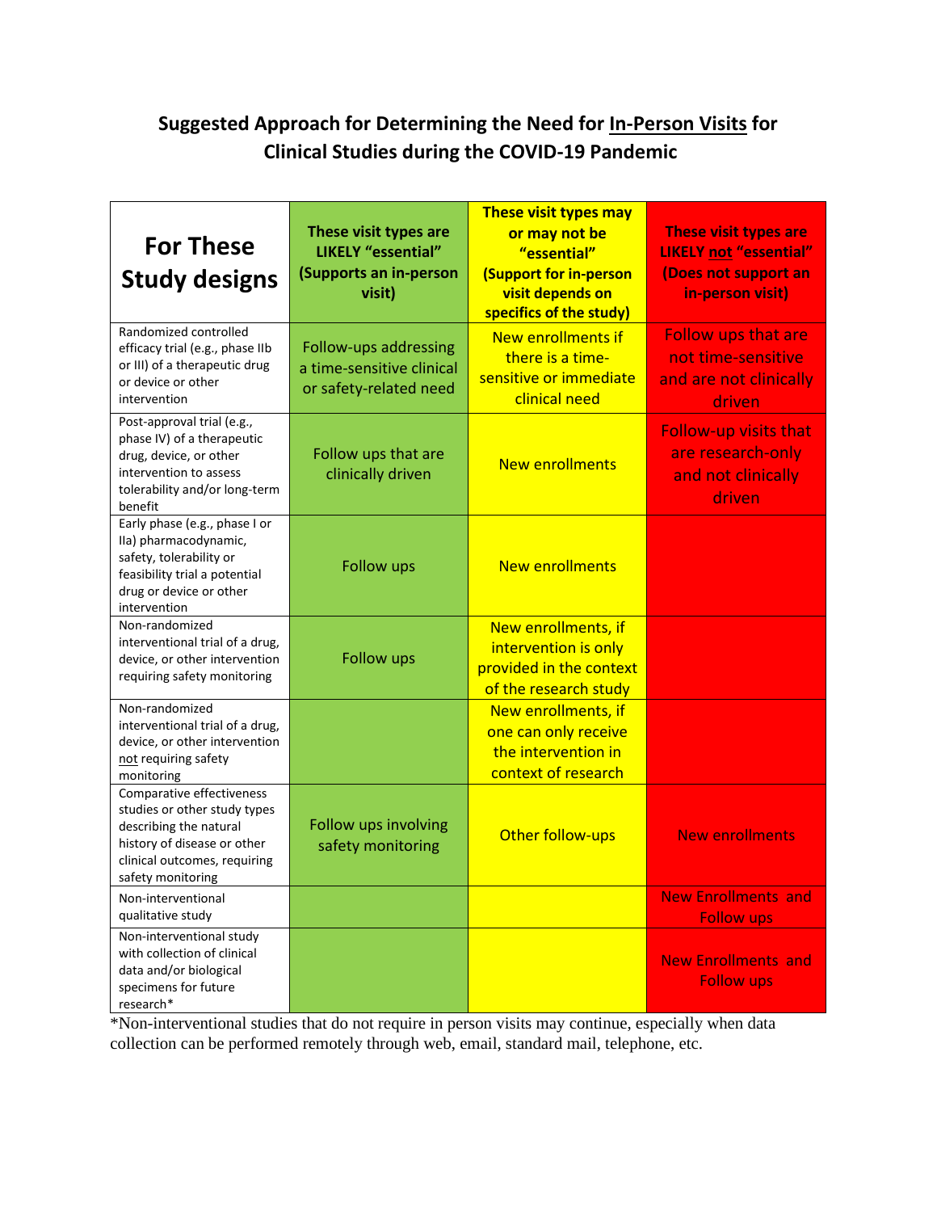## Suggested Approach for Determining the Need for In-Person Visits for Clinical Studies during the COVID-19 Pandemic

| For These Study designs | These visit types are LIKELY "essential" (Supports an in-person visit) | These visit types may or may not be "essential" (Support for in-person visit depends on specifics of the study) | These visit types are LIKELY not "essential" (Does not support an in-person visit) |
|---|---|---|---|
| Randomized controlled efficacy trial (e.g., phase IIb or III) of a therapeutic drug or device or other intervention | Follow-ups addressing a time-sensitive clinical or safety-related need | New enrollments if there is a time-sensitive or immediate clinical need | Follow ups that are not time-sensitive and are not clinically driven |
| Post-approval trial (e.g., phase IV) of a therapeutic drug, device, or other intervention to assess tolerability and/or long-term benefit | Follow ups that are clinically driven | New enrollments | Follow-up visits that are research-only and not clinically driven |
| Early phase (e.g., phase I or IIa) pharmacodynamic, safety, tolerability or feasibility trial a potential drug or device or other intervention | Follow ups | New enrollments | |
| Non-randomized interventional trial of a drug, device, or other intervention requiring safety monitoring | Follow ups | New enrollments, if intervention is only provided in the context of the research study | |
| Non-randomized interventional trial of a drug, device, or other intervention not requiring safety monitoring | | New enrollments, if one can only receive the intervention in context of research | |
| Comparative effectiveness studies or other study types describing the natural history of disease or other clinical outcomes, requiring safety monitoring | Follow ups involving safety monitoring | Other follow-ups | New enrollments |
| Non-interventional qualitative study | | | New Enrollments and Follow ups |
| Non-interventional study with collection of clinical data and/or biological specimens for future research* | | | New Enrollments and Follow ups |

*Non-interventional studies that do not require in person visits may continue, especially when data collection can be performed remotely through web, email, standard mail, telephone, etc.